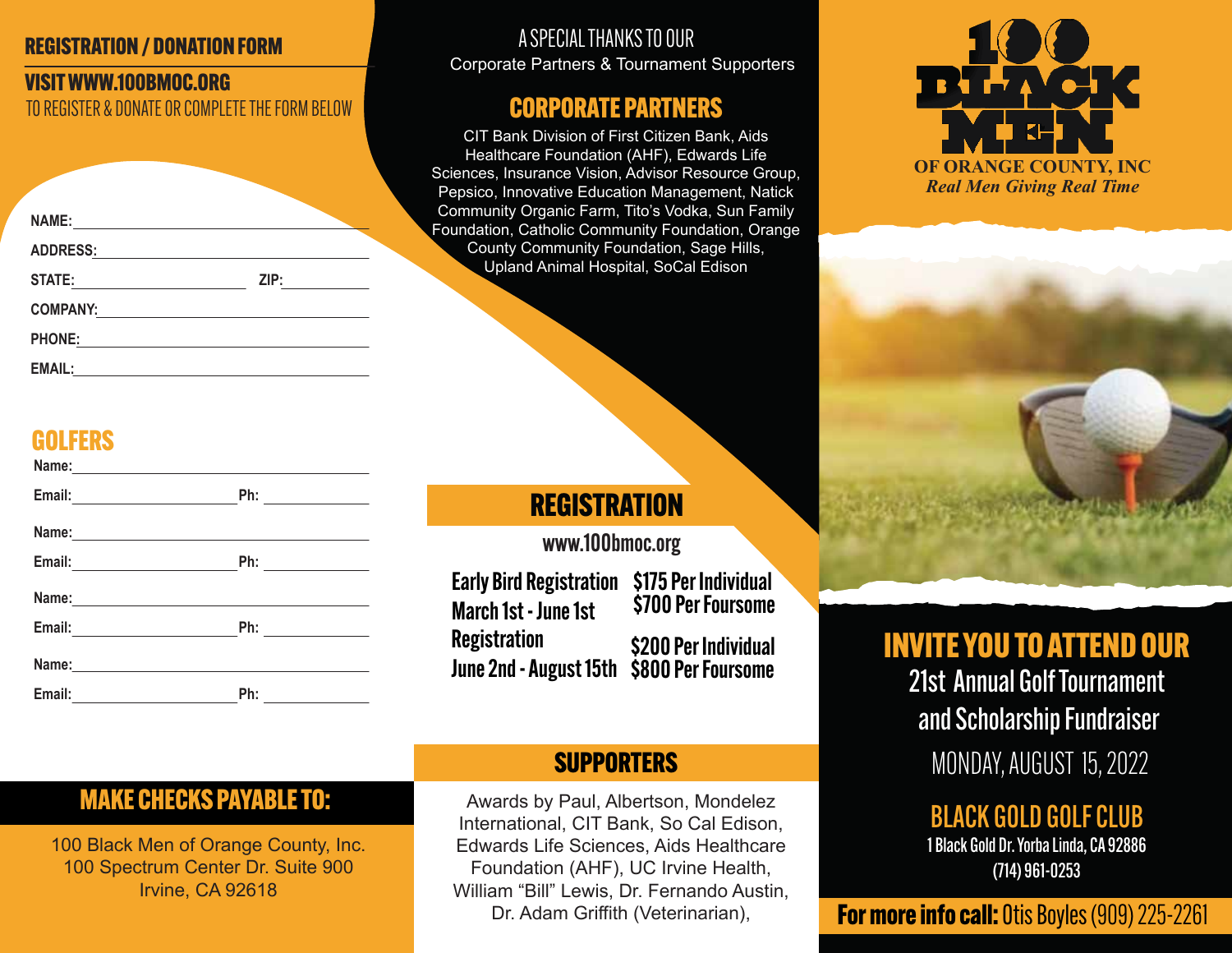## REGISTRATION / DONATION FORM

**VISIT WWW.100BMOC.ORG**

TO REGISTER & DONATE OR COMPLETE THE FORM BELOW

NAME:

ADDRESS:

STATE: ZIP:

COMPANY:

PHONE:

EMAIL:

## GOLFERS

Name:

Email: Ph:

Name:

Email: Ph:

Name:

Email: Ph:

Name:

Email: Ph:

## MAKE CHECKS PAYABLE TO:

100 Black Men of Orange County, Inc.
100 Spectrum Center Dr. Suite 900
Irvine, CA 92618

A SPECIAL THANKS TO OUR
Corporate Partners & Tournament Supporters

## CORPORATE PARTNERS

CIT Bank Division of First Citizen Bank, Aids Healthcare Foundation (AHF), Edwards Life Sciences, Insurance Vision, Advisor Resource Group, Pepsico, Innovative Education Management, Natick Community Organic Farm, Tito's Vodka, Sun Family Foundation, Catholic Community Foundation, Orange County Community Foundation, Sage Hills, Upland Animal Hospital, SoCal Edison

## REGISTRATION

www.100bmoc.org

| | |
|---|---|
| Early Bird Registration March 1st - June 1st | $175 Per Individual $700 Per Foursome |
| Registration June 2nd - August 15th | $200 Per Individual $800 Per Foursome |

## SUPPORTERS

Awards by Paul, Albertson, Mondelez International, CIT Bank, So Cal Edison, Edwards Life Sciences, Aids Healthcare Foundation (AHF), UC Irvine Health, William "Bill" Lewis, Dr. Fernando Austin, Dr. Adam Griffith (Veterinarian),

# 100 BLACK MEN

**OF ORANGE COUNTY, INC**

*Real Men Giving Real Time*

## INVITE YOU TO ATTEND OUR

21st Annual Golf Tournament and Scholarship Fundraiser

MONDAY, AUGUST 15, 2022

## BLACK GOLD GOLF CLUB

1 Black Gold Dr. Yorba Linda, CA 92886
(714) 961-0253

**For more info call:** Otis Boyles (909) 225-2261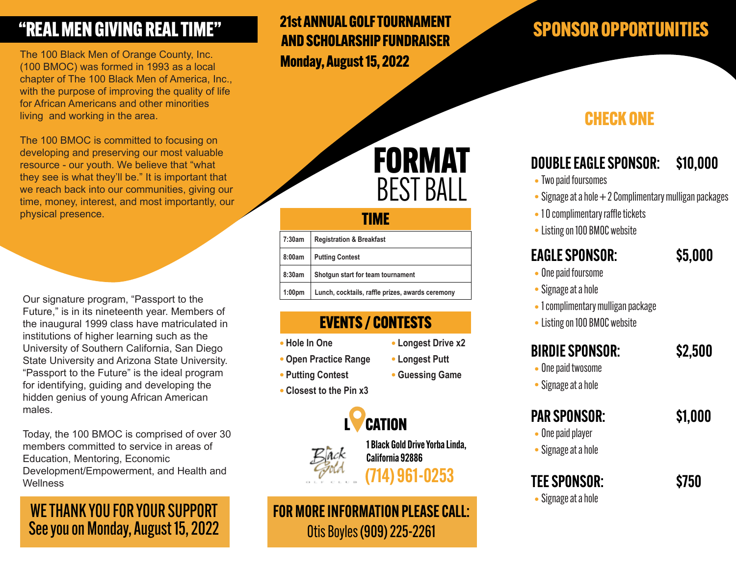# "REAL MEN GIVING REAL TIME"

The 100 Black Men of Orange County, Inc. (100 BMOC) was formed in 1993 as a local chapter of The 100 Black Men of America, Inc., with the purpose of improving the quality of life for African Americans and other minorities living and working in the area.

The 100 BMOC is committed to focusing on developing and preserving our most valuable resource - our youth. We believe that "what they see is what they'll be." It is important that we reach back into our communities, giving our time, money, interest, and most importantly, our physical presence.

Our signature program, "Passport to the Future," is in its nineteenth year. Members of the inaugural 1999 class have matriculated in institutions of higher learning such as the University of Southern California, San Diego State University and Arizona State University. "Passport to the Future" is the ideal program for identifying, guiding and developing the hidden genius of young African American males.

Today, the 100 BMOC is comprised of over 30 members committed to service in areas of Education, Mentoring, Economic Development/Empowerment, and Health and Wellness

**WE THANK YOU FOR YOUR SUPPORT**
See you on Monday, August 15, 2022

## 21st ANNUAL GOLF TOURNAMENT AND SCHOLARSHIP FUNDRAISER
**Monday, August 15, 2022**

## FORMAT
BEST BALL

### TIME

| | |
|---|---|
| 7:30am | Registration & Breakfast |
| 8:00am | Putting Contest |
| 8:30am | Shotgun start for team tournament |
| 1:00pm | Lunch, cocktails, raffle prizes, awards ceremony |

### EVENTS / CONTESTS

- Hole In One
- Open Practice Range
- Putting Contest
- Closest to the Pin x3
- Longest Drive x2
- Longest Putt
- Guessing Game

### LOCATION

Black Gold Golf Club
1 Black Gold Drive Yorba Linda, California 92886
(714) 961-0253

**FOR MORE INFORMATION PLEASE CALL:**
Otis Boyles (909) 225-2261

# SPONSOR OPPORTUNITIES

## CHECK ONE

### DOUBLE EAGLE SPONSOR: $10,000
- Two paid foursomes
- Signage at a hole + 2 Complimentary mulligan packages
- 10 complimentary raffle tickets
- Listing on 100 BMOC website

### EAGLE SPONSOR: $5,000
- One paid foursome
- Signage at a hole
- 1 complimentary mulligan package
- Listing on 100 BMOC website

### BIRDIE SPONSOR: $2,500
- One paid twosome
- Signage at a hole

### PAR SPONSOR: $1,000
- One paid player
- Signage at a hole

### TEE SPONSOR: $750
- Signage at a hole